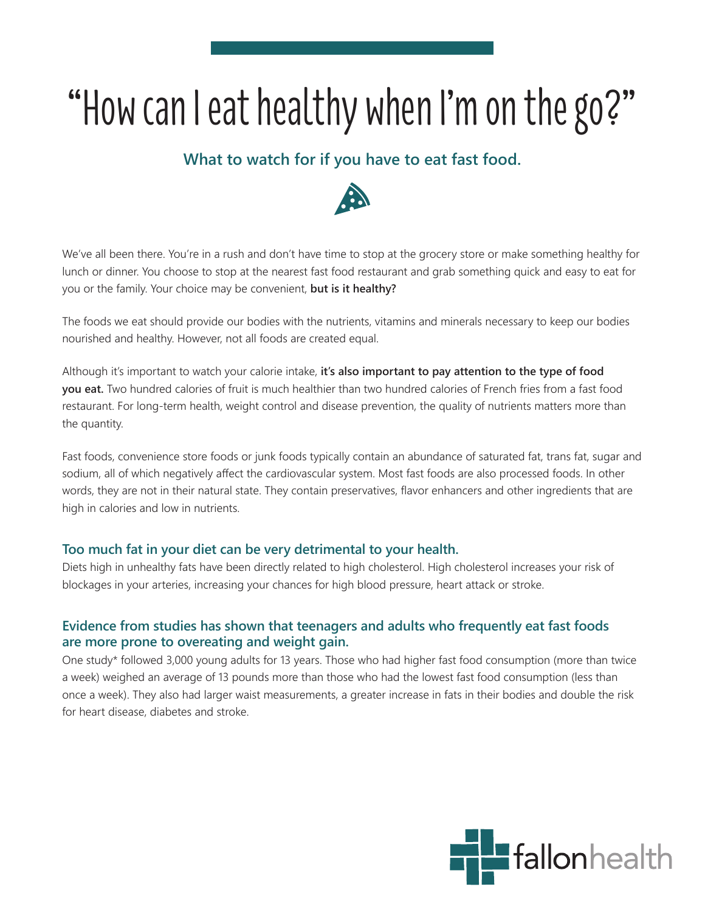# "How can I eat healthy when I'm on the go?"

## What to watch for if you have to eat fast food.

We've all been there. You're in a rush and don't have time to stop at the grocery store or make something healthy for lunch or dinner. You choose to stop at the nearest fast food restaurant and grab something quick and easy to eat for you or the family. Your choice may be convenient, **but is it healthy?**

The foods we eat should provide our bodies with the nutrients, vitamins and minerals necessary to keep our bodies nourished and healthy. However, not all foods are created equal.

Although it's important to watch your calorie intake, **it's also important to pay attention to the type of food you eat.** Two hundred calories of fruit is much healthier than two hundred calories of French fries from a fast food restaurant. For long-term health, weight control and disease prevention, the quality of nutrients matters more than the quantity.

Fast foods, convenience store foods or junk foods typically contain an abundance of saturated fat, trans fat, sugar and sodium, all of which negatively affect the cardiovascular system. Most fast foods are also processed foods. In other words, they are not in their natural state. They contain preservatives, flavor enhancers and other ingredients that are high in calories and low in nutrients.

### Too much fat in your diet can be very detrimental to your health.

Diets high in unhealthy fats have been directly related to high cholesterol. High cholesterol increases your risk of blockages in your arteries, increasing your chances for high blood pressure, heart attack or stroke.

### Evidence from studies has shown that teenagers and adults who frequently eat fast foods are more prone to overeating and weight gain.

One study* followed 3,000 young adults for 13 years. Those who had higher fast food consumption (more than twice a week) weighed an average of 13 pounds more than those who had the lowest fast food consumption (less than once a week). They also had larger waist measurements, a greater increase in fats in their bodies and double the risk for heart disease, diabetes and stroke.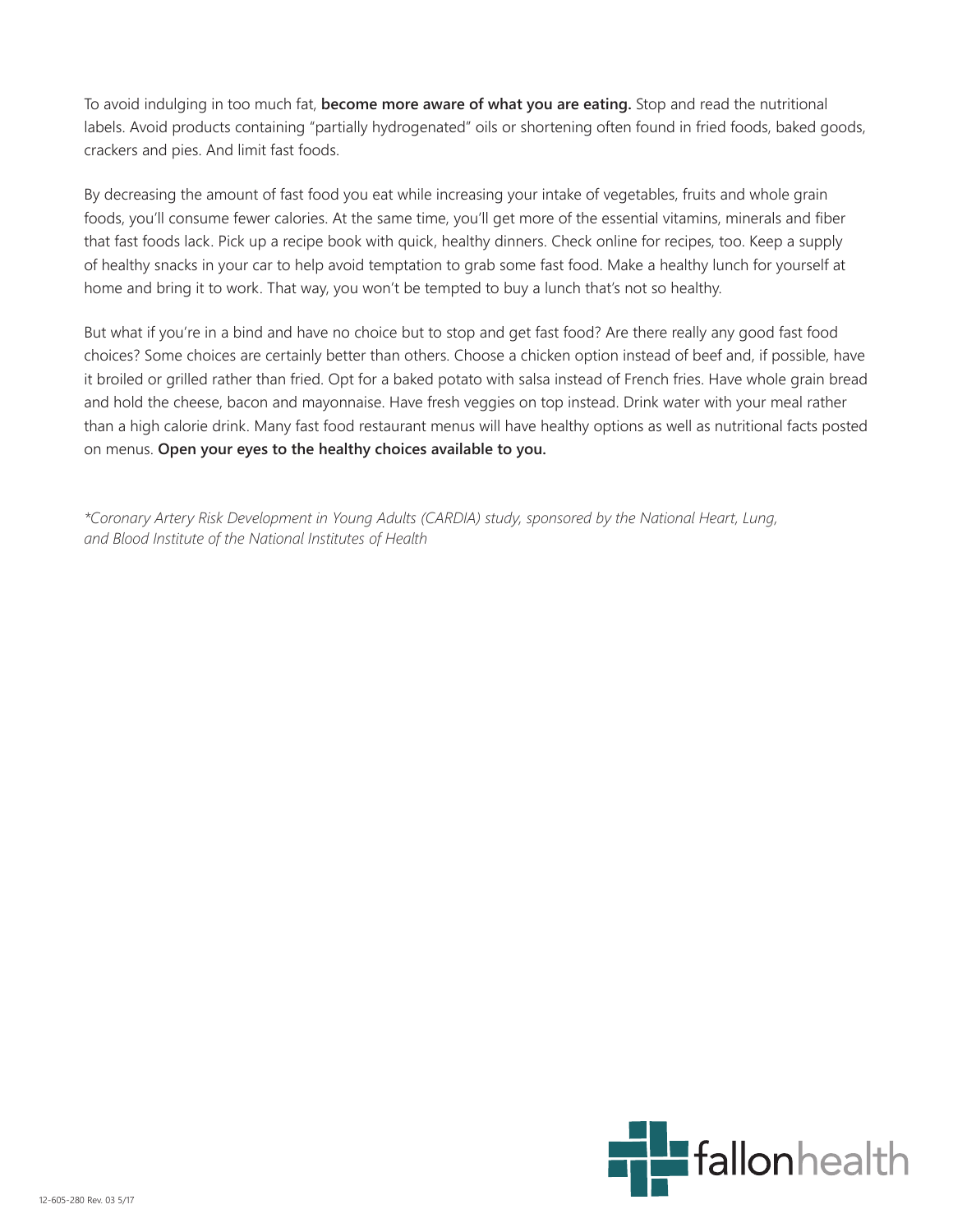To avoid indulging in too much fat, **become more aware of what you are eating.** Stop and read the nutritional labels. Avoid products containing "partially hydrogenated" oils or shortening often found in fried foods, baked goods, crackers and pies. And limit fast foods.

By decreasing the amount of fast food you eat while increasing your intake of vegetables, fruits and whole grain foods, you'll consume fewer calories. At the same time, you'll get more of the essential vitamins, minerals and fiber that fast foods lack. Pick up a recipe book with quick, healthy dinners. Check online for recipes, too. Keep a supply of healthy snacks in your car to help avoid temptation to grab some fast food. Make a healthy lunch for yourself at home and bring it to work. That way, you won't be tempted to buy a lunch that's not so healthy.

But what if you're in a bind and have no choice but to stop and get fast food? Are there really any good fast food choices? Some choices are certainly better than others. Choose a chicken option instead of beef and, if possible, have it broiled or grilled rather than fried. Opt for a baked potato with salsa instead of French fries. Have whole grain bread and hold the cheese, bacon and mayonnaise. Have fresh veggies on top instead. Drink water with your meal rather than a high calorie drink. Many fast food restaurant menus will have healthy options as well as nutritional facts posted on menus. **Open your eyes to the healthy choices available to you.**

*\*Coronary Artery Risk Development in Young Adults (CARDIA) study, sponsored by the National Heart, Lung, and Blood Institute of the National Institutes of Health*

fallonhealth

12-605-280 Rev. 03 5/17